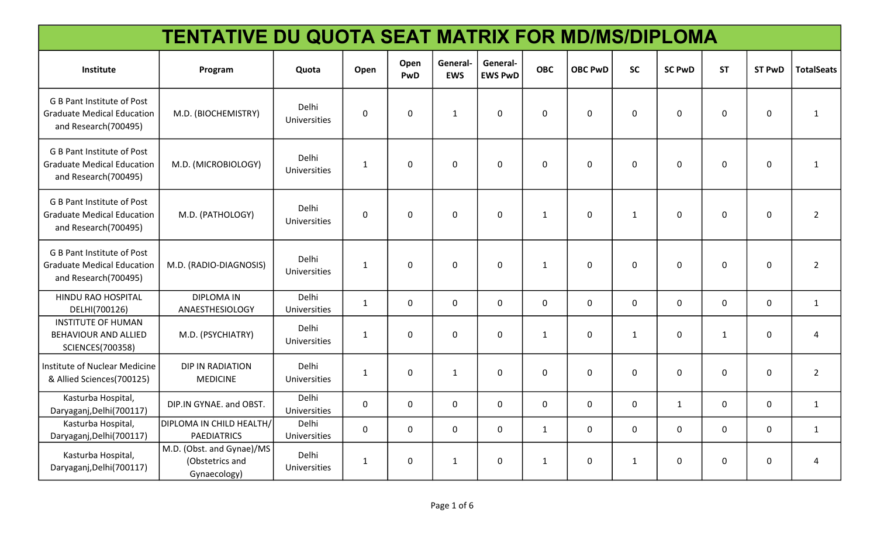# TENTATIVE DU QUOTA SEAT MATRIX FOR MD/MS/DIPLOMA

| Institute | Program | Quota | Open | Open PwD | General-EWS | General-EWS PwD | OBC | OBC PwD | SC | SC PwD | ST | ST PwD | TotalSeats |
|---|---|---|---|---|---|---|---|---|---|---|---|---|---|
| G B Pant Institute of Post Graduate Medical Education and Research(700495) | M.D. (BIOCHEMISTRY) | Delhi Universities | 0 | 0 | 1 | 0 | 0 | 0 | 0 | 0 | 0 | 0 | 1 |
| G B Pant Institute of Post Graduate Medical Education and Research(700495) | M.D. (MICROBIOLOGY) | Delhi Universities | 1 | 0 | 0 | 0 | 0 | 0 | 0 | 0 | 0 | 0 | 1 |
| G B Pant Institute of Post Graduate Medical Education and Research(700495) | M.D. (PATHOLOGY) | Delhi Universities | 0 | 0 | 0 | 0 | 1 | 0 | 1 | 0 | 0 | 0 | 2 |
| G B Pant Institute of Post Graduate Medical Education and Research(700495) | M.D. (RADIO-DIAGNOSIS) | Delhi Universities | 1 | 0 | 0 | 0 | 1 | 0 | 0 | 0 | 0 | 0 | 2 |
| HINDU RAO HOSPITAL DELHI(700126) | DIPLOMA IN ANAESTHESIOLOGY | Delhi Universities | 1 | 0 | 0 | 0 | 0 | 0 | 0 | 0 | 0 | 0 | 1 |
| INSTITUTE OF HUMAN BEHAVIOUR AND ALLIED SCIENCES(700358) | M.D. (PSYCHIATRY) | Delhi Universities | 1 | 0 | 0 | 0 | 1 | 0 | 1 | 0 | 1 | 0 | 4 |
| Institute of Nuclear Medicine & Allied Sciences(700125) | DIP IN RADIATION MEDICINE | Delhi Universities | 1 | 0 | 1 | 0 | 0 | 0 | 0 | 0 | 0 | 0 | 2 |
| Kasturba Hospital, Daryaganj,Delhi(700117) | DIP.IN GYNAE. and OBST. | Delhi Universities | 0 | 0 | 0 | 0 | 0 | 0 | 0 | 1 | 0 | 0 | 1 |
| Kasturba Hospital, Daryaganj,Delhi(700117) | DIPLOMA IN CHILD HEALTH/ PAEDIATRICS | Delhi Universities | 0 | 0 | 0 | 0 | 1 | 0 | 0 | 0 | 0 | 0 | 1 |
| Kasturba Hospital, Daryaganj,Delhi(700117) | M.D. (Obst. and Gynae)/MS (Obstetrics and Gynaecology) | Delhi Universities | 1 | 0 | 1 | 0 | 1 | 0 | 1 | 0 | 0 | 0 | 4 |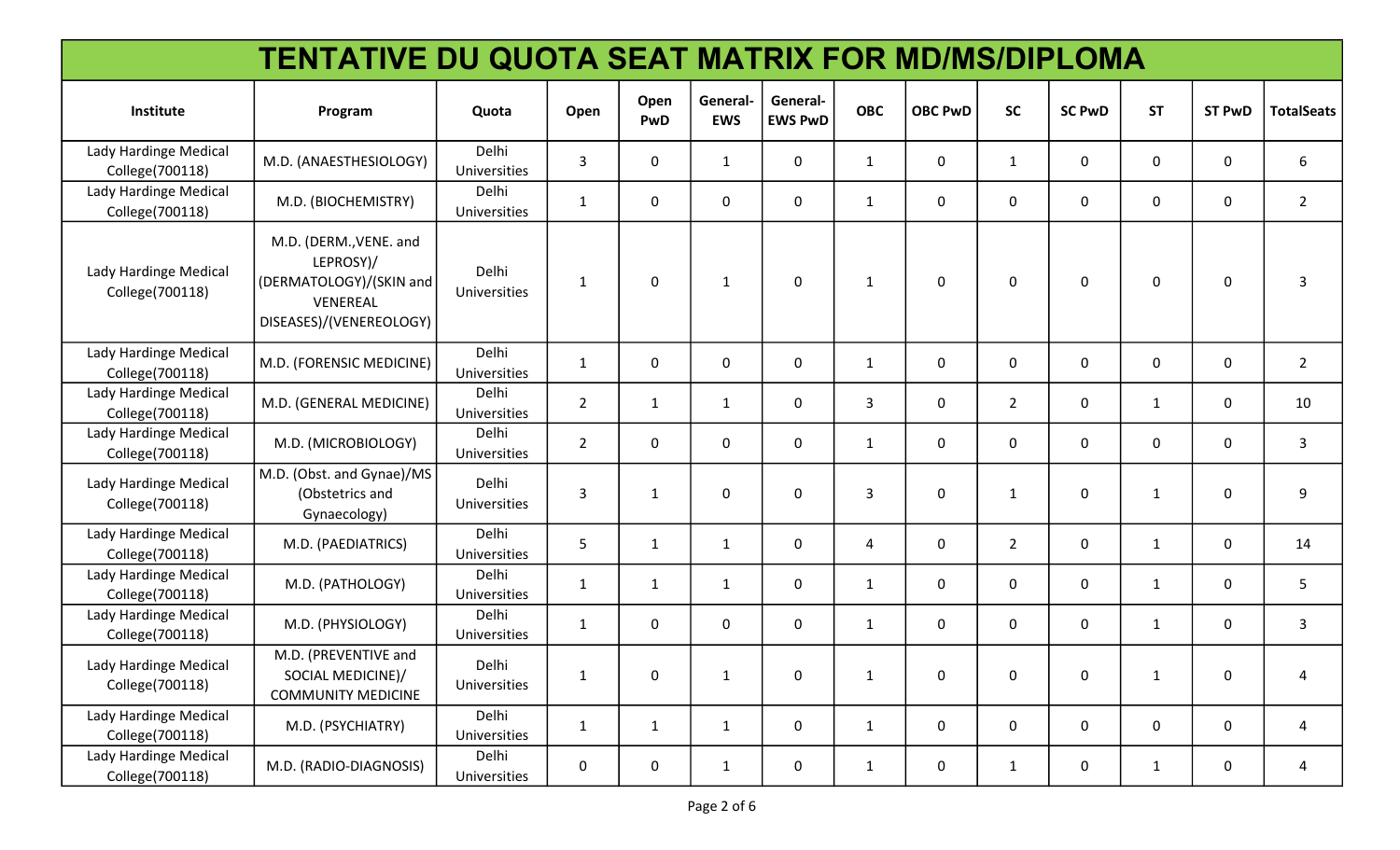# TENTATIVE DU QUOTA SEAT MATRIX FOR MD/MS/DIPLOMA

| Institute | Program | Quota | Open | Open PwD | General-EWS | General-EWS PwD | OBC | OBC PwD | SC | SC PwD | ST | ST PwD | TotalSeats |
|---|---|---|---|---|---|---|---|---|---|---|---|---|---|
| Lady Hardinge Medical College(700118) | M.D. (ANAESTHESIOLOGY) | Delhi Universities | 3 | 0 | 1 | 0 | 1 | 0 | 1 | 0 | 0 | 0 | 6 |
| Lady Hardinge Medical College(700118) | M.D. (BIOCHEMISTRY) | Delhi Universities | 1 | 0 | 0 | 0 | 1 | 0 | 0 | 0 | 0 | 0 | 2 |
| Lady Hardinge Medical College(700118) | M.D. (DERM.,VENE. and LEPROSY)/ (DERMATOLOGY)/(SKIN and VENEREAL DISEASES)/(VENEREOLOGY) | Delhi Universities | 1 | 0 | 1 | 0 | 1 | 0 | 0 | 0 | 0 | 0 | 3 |
| Lady Hardinge Medical College(700118) | M.D. (FORENSIC MEDICINE) | Delhi Universities | 1 | 0 | 0 | 0 | 1 | 0 | 0 | 0 | 0 | 0 | 2 |
| Lady Hardinge Medical College(700118) | M.D. (GENERAL MEDICINE) | Delhi Universities | 2 | 1 | 1 | 0 | 3 | 0 | 2 | 0 | 1 | 0 | 10 |
| Lady Hardinge Medical College(700118) | M.D. (MICROBIOLOGY) | Delhi Universities | 2 | 0 | 0 | 0 | 1 | 0 | 0 | 0 | 0 | 0 | 3 |
| Lady Hardinge Medical College(700118) | M.D. (Obst. and Gynae)/MS (Obstetrics and Gynaecology) | Delhi Universities | 3 | 1 | 0 | 0 | 3 | 0 | 1 | 0 | 1 | 0 | 9 |
| Lady Hardinge Medical College(700118) | M.D. (PAEDIATRICS) | Delhi Universities | 5 | 1 | 1 | 0 | 4 | 0 | 2 | 0 | 1 | 0 | 14 |
| Lady Hardinge Medical College(700118) | M.D. (PATHOLOGY) | Delhi Universities | 1 | 1 | 1 | 0 | 1 | 0 | 0 | 0 | 1 | 0 | 5 |
| Lady Hardinge Medical College(700118) | M.D. (PHYSIOLOGY) | Delhi Universities | 1 | 0 | 0 | 0 | 1 | 0 | 0 | 0 | 1 | 0 | 3 |
| Lady Hardinge Medical College(700118) | M.D. (PREVENTIVE and SOCIAL MEDICINE)/ COMMUNITY MEDICINE | Delhi Universities | 1 | 0 | 1 | 0 | 1 | 0 | 0 | 0 | 1 | 0 | 4 |
| Lady Hardinge Medical College(700118) | M.D. (PSYCHIATRY) | Delhi Universities | 1 | 1 | 1 | 0 | 1 | 0 | 0 | 0 | 0 | 0 | 4 |
| Lady Hardinge Medical College(700118) | M.D. (RADIO-DIAGNOSIS) | Delhi Universities | 0 | 0 | 1 | 0 | 1 | 0 | 1 | 0 | 1 | 0 | 4 |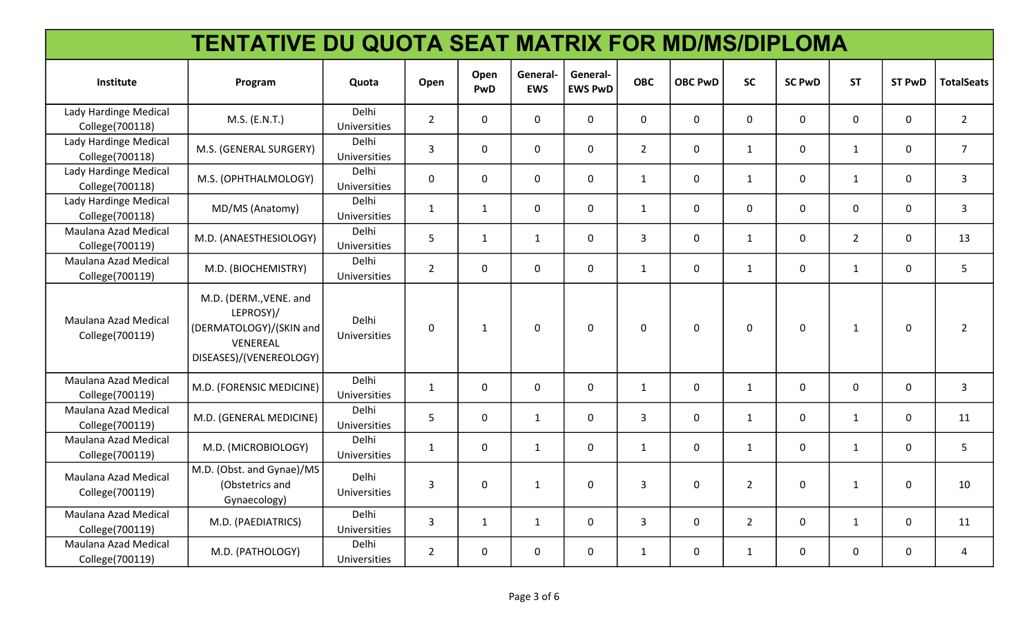# TENTATIVE DU QUOTA SEAT MATRIX FOR MD/MS/DIPLOMA

| Institute | Program | Quota | Open | Open PwD | General-EWS | General-EWS PwD | OBC | OBC PwD | SC | SC PwD | ST | ST PwD | TotalSeats |
|---|---|---|---|---|---|---|---|---|---|---|---|---|---|
| Lady Hardinge Medical College(700118) | M.S. (E.N.T.) | Delhi Universities | 2 | 0 | 0 | 0 | 0 | 0 | 0 | 0 | 0 | 0 | 2 |
| Lady Hardinge Medical College(700118) | M.S. (GENERAL SURGERY) | Delhi Universities | 3 | 0 | 0 | 0 | 2 | 0 | 1 | 0 | 1 | 0 | 7 |
| Lady Hardinge Medical College(700118) | M.S. (OPHTHALMOLOGY) | Delhi Universities | 0 | 0 | 0 | 0 | 1 | 0 | 1 | 0 | 1 | 0 | 3 |
| Lady Hardinge Medical College(700118) | MD/MS (Anatomy) | Delhi Universities | 1 | 1 | 0 | 0 | 1 | 0 | 0 | 0 | 0 | 0 | 3 |
| Maulana Azad Medical College(700119) | M.D. (ANAESTHESIOLOGY) | Delhi Universities | 5 | 1 | 1 | 0 | 3 | 0 | 1 | 0 | 2 | 0 | 13 |
| Maulana Azad Medical College(700119) | M.D. (BIOCHEMISTRY) | Delhi Universities | 2 | 0 | 0 | 0 | 1 | 0 | 1 | 0 | 1 | 0 | 5 |
| Maulana Azad Medical College(700119) | M.D. (DERM.,VENE. and LEPROSY)/ (DERMATOLOGY)/(SKIN and VENEREAL DISEASES)/(VENEREOLOGY) | Delhi Universities | 0 | 1 | 0 | 0 | 0 | 0 | 0 | 0 | 1 | 0 | 2 |
| Maulana Azad Medical College(700119) | M.D. (FORENSIC MEDICINE) | Delhi Universities | 1 | 0 | 0 | 0 | 1 | 0 | 1 | 0 | 0 | 0 | 3 |
| Maulana Azad Medical College(700119) | M.D. (GENERAL MEDICINE) | Delhi Universities | 5 | 0 | 1 | 0 | 3 | 0 | 1 | 0 | 1 | 0 | 11 |
| Maulana Azad Medical College(700119) | M.D. (MICROBIOLOGY) | Delhi Universities | 1 | 0 | 1 | 0 | 1 | 0 | 1 | 0 | 1 | 0 | 5 |
| Maulana Azad Medical College(700119) | M.D. (Obst. and Gynae)/MS (Obstetrics and Gynaecology) | Delhi Universities | 3 | 0 | 1 | 0 | 3 | 0 | 2 | 0 | 1 | 0 | 10 |
| Maulana Azad Medical College(700119) | M.D. (PAEDIATRICS) | Delhi Universities | 3 | 1 | 1 | 0 | 3 | 0 | 2 | 0 | 1 | 0 | 11 |
| Maulana Azad Medical College(700119) | M.D. (PATHOLOGY) | Delhi Universities | 2 | 0 | 0 | 0 | 1 | 0 | 1 | 0 | 0 | 0 | 4 |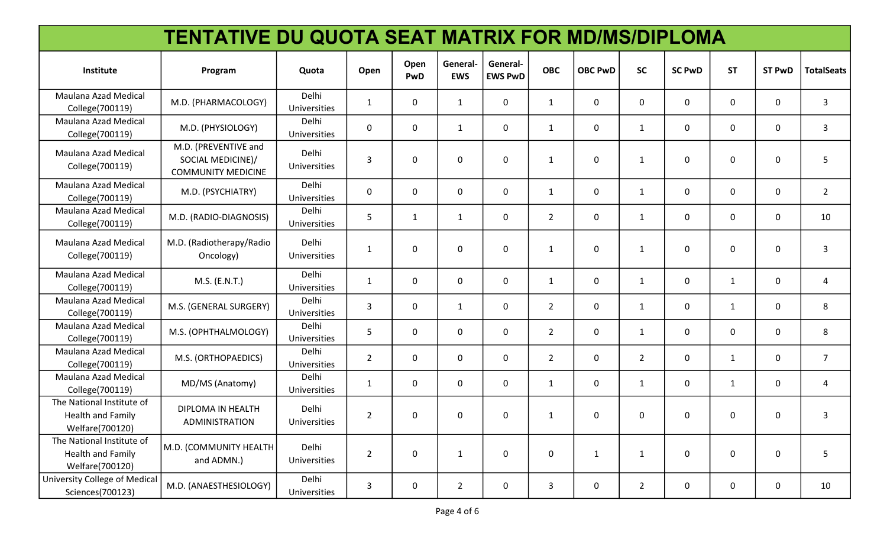# TENTATIVE DU QUOTA SEAT MATRIX FOR MD/MS/DIPLOMA

| Institute | Program | Quota | Open | Open PwD | General-EWS | General-EWS PwD | OBC | OBC PwD | SC | SC PwD | ST | ST PwD | TotalSeats |
|---|---|---|---|---|---|---|---|---|---|---|---|---|---|
| Maulana Azad Medical College(700119) | M.D. (PHARMACOLOGY) | Delhi Universities | 1 | 0 | 1 | 0 | 1 | 0 | 0 | 0 | 0 | 0 | 3 |
| Maulana Azad Medical College(700119) | M.D. (PHYSIOLOGY) | Delhi Universities | 0 | 0 | 1 | 0 | 1 | 0 | 1 | 0 | 0 | 0 | 3 |
| Maulana Azad Medical College(700119) | M.D. (PREVENTIVE and SOCIAL MEDICINE)/ COMMUNITY MEDICINE | Delhi Universities | 3 | 0 | 0 | 0 | 1 | 0 | 1 | 0 | 0 | 0 | 5 |
| Maulana Azad Medical College(700119) | M.D. (PSYCHIATRY) | Delhi Universities | 0 | 0 | 0 | 0 | 1 | 0 | 1 | 0 | 0 | 0 | 2 |
| Maulana Azad Medical College(700119) | M.D. (RADIO-DIAGNOSIS) | Delhi Universities | 5 | 1 | 1 | 0 | 2 | 0 | 1 | 0 | 0 | 0 | 10 |
| Maulana Azad Medical College(700119) | M.D. (Radiotherapy/Radio Oncology) | Delhi Universities | 1 | 0 | 0 | 0 | 1 | 0 | 1 | 0 | 0 | 0 | 3 |
| Maulana Azad Medical College(700119) | M.S. (E.N.T.) | Delhi Universities | 1 | 0 | 0 | 0 | 1 | 0 | 1 | 0 | 1 | 0 | 4 |
| Maulana Azad Medical College(700119) | M.S. (GENERAL SURGERY) | Delhi Universities | 3 | 0 | 1 | 0 | 2 | 0 | 1 | 0 | 1 | 0 | 8 |
| Maulana Azad Medical College(700119) | M.S. (OPHTHALMOLOGY) | Delhi Universities | 5 | 0 | 0 | 0 | 2 | 0 | 1 | 0 | 0 | 0 | 8 |
| Maulana Azad Medical College(700119) | M.S. (ORTHOPAEDICS) | Delhi Universities | 2 | 0 | 0 | 0 | 2 | 0 | 2 | 0 | 1 | 0 | 7 |
| Maulana Azad Medical College(700119) | MD/MS (Anatomy) | Delhi Universities | 1 | 0 | 0 | 0 | 1 | 0 | 1 | 0 | 1 | 0 | 4 |
| The National Institute of Health and Family Welfare(700120) | DIPLOMA IN HEALTH ADMINISTRATION | Delhi Universities | 2 | 0 | 0 | 0 | 1 | 0 | 0 | 0 | 0 | 0 | 3 |
| The National Institute of Health and Family Welfare(700120) | M.D. (COMMUNITY HEALTH and ADMN.) | Delhi Universities | 2 | 0 | 1 | 0 | 0 | 1 | 1 | 0 | 0 | 0 | 5 |
| University College of Medical Sciences(700123) | M.D. (ANAESTHESIOLOGY) | Delhi Universities | 3 | 0 | 2 | 0 | 3 | 0 | 2 | 0 | 0 | 0 | 10 |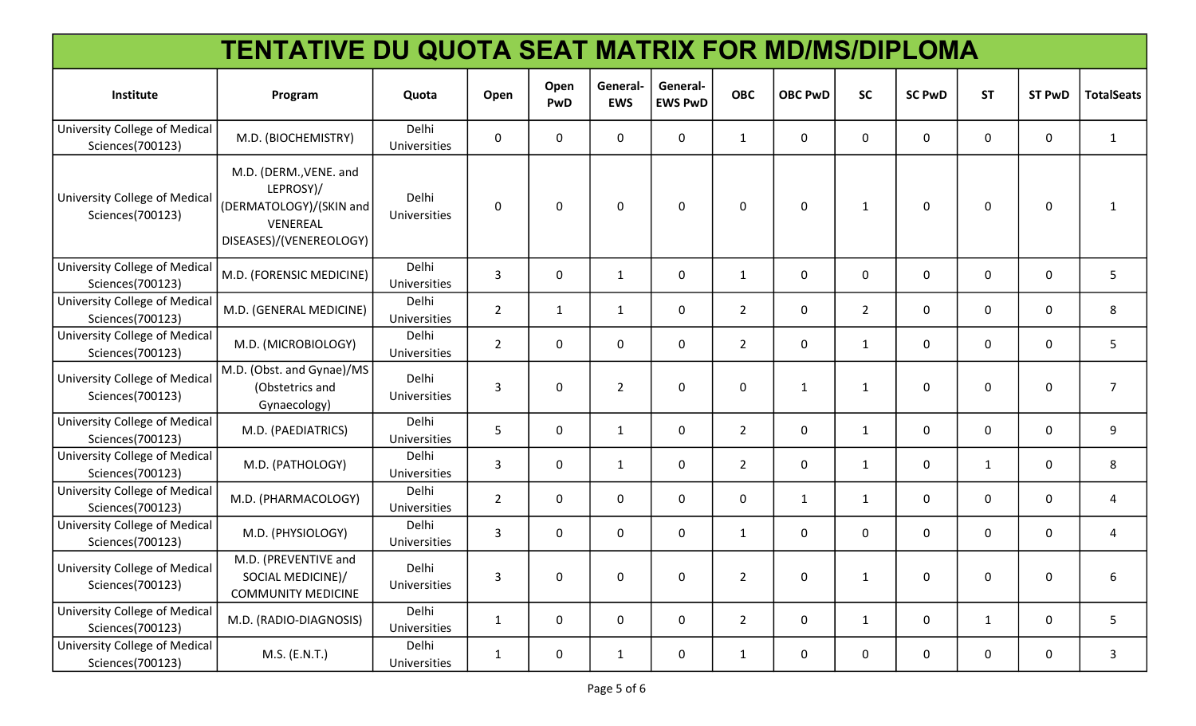# TENTATIVE DU QUOTA SEAT MATRIX FOR MD/MS/DIPLOMA

| Institute | Program | Quota | Open | Open PwD | General-EWS | General-EWS PwD | OBC | OBC PwD | SC | SC PwD | ST | ST PwD | TotalSeats |
|---|---|---|---|---|---|---|---|---|---|---|---|---|---|
| University College of Medical Sciences(700123) | M.D. (BIOCHEMISTRY) | Delhi Universities | 0 | 0 | 0 | 0 | 1 | 0 | 0 | 0 | 0 | 0 | 1 |
| University College of Medical Sciences(700123) | M.D. (DERM.,VENE. and LEPROSY)/(DERMATOLOGY)/(SKIN and VENEREAL DISEASES)/(VENEREOLOGY) | Delhi Universities | 0 | 0 | 0 | 0 | 0 | 0 | 1 | 0 | 0 | 0 | 1 |
| University College of Medical Sciences(700123) | M.D. (FORENSIC MEDICINE) | Delhi Universities | 3 | 0 | 1 | 0 | 1 | 0 | 0 | 0 | 0 | 0 | 5 |
| University College of Medical Sciences(700123) | M.D. (GENERAL MEDICINE) | Delhi Universities | 2 | 1 | 1 | 0 | 2 | 0 | 2 | 0 | 0 | 0 | 8 |
| University College of Medical Sciences(700123) | M.D. (MICROBIOLOGY) | Delhi Universities | 2 | 0 | 0 | 0 | 2 | 0 | 1 | 0 | 0 | 0 | 5 |
| University College of Medical Sciences(700123) | M.D. (Obst. and Gynae)/MS (Obstetrics and Gynaecology) | Delhi Universities | 3 | 0 | 2 | 0 | 0 | 1 | 1 | 0 | 0 | 0 | 7 |
| University College of Medical Sciences(700123) | M.D. (PAEDIATRICS) | Delhi Universities | 5 | 0 | 1 | 0 | 2 | 0 | 1 | 0 | 0 | 0 | 9 |
| University College of Medical Sciences(700123) | M.D. (PATHOLOGY) | Delhi Universities | 3 | 0 | 1 | 0 | 2 | 0 | 1 | 0 | 1 | 0 | 8 |
| University College of Medical Sciences(700123) | M.D. (PHARMACOLOGY) | Delhi Universities | 2 | 0 | 0 | 0 | 0 | 1 | 1 | 0 | 0 | 0 | 4 |
| University College of Medical Sciences(700123) | M.D. (PHYSIOLOGY) | Delhi Universities | 3 | 0 | 0 | 0 | 1 | 0 | 0 | 0 | 0 | 0 | 4 |
| University College of Medical Sciences(700123) | M.D. (PREVENTIVE and SOCIAL MEDICINE)/ COMMUNITY MEDICINE | Delhi Universities | 3 | 0 | 0 | 0 | 2 | 0 | 1 | 0 | 0 | 0 | 6 |
| University College of Medical Sciences(700123) | M.D. (RADIO-DIAGNOSIS) | Delhi Universities | 1 | 0 | 0 | 0 | 2 | 0 | 1 | 0 | 1 | 0 | 5 |
| University College of Medical Sciences(700123) | M.S. (E.N.T.) | Delhi Universities | 1 | 0 | 1 | 0 | 1 | 0 | 0 | 0 | 0 | 0 | 3 |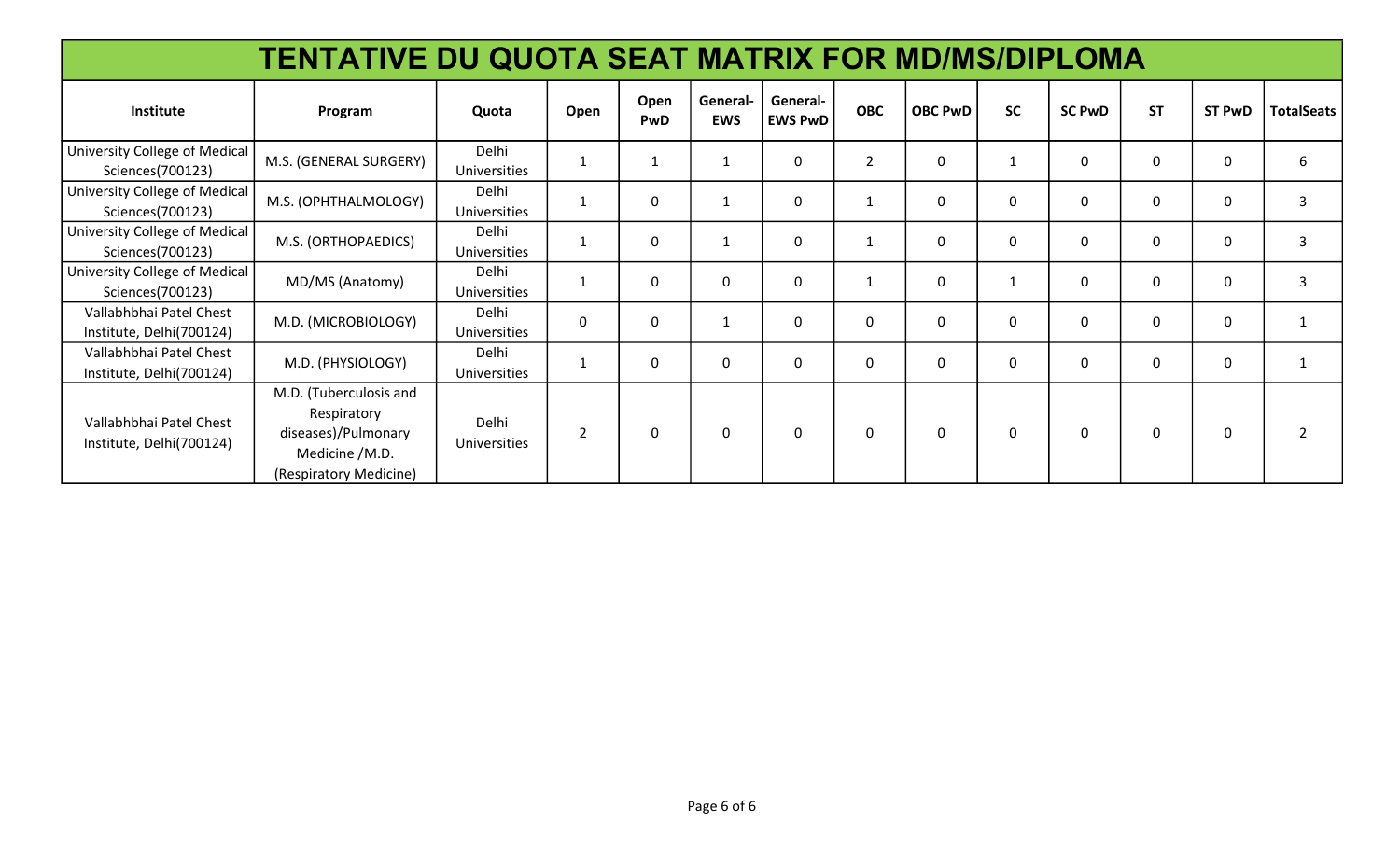# TENTATIVE DU QUOTA SEAT MATRIX FOR MD/MS/DIPLOMA

| Institute | Program | Quota | Open | Open PwD | General-EWS | General-EWS PwD | OBC | OBC PwD | SC | SC PwD | ST | ST PwD | TotalSeats |
|---|---|---|---|---|---|---|---|---|---|---|---|---|---|
| University College of Medical Sciences(700123) | M.S. (GENERAL SURGERY) | Delhi Universities | 1 | 1 | 1 | 0 | 2 | 0 | 1 | 0 | 0 | 0 | 6 |
| University College of Medical Sciences(700123) | M.S. (OPHTHALMOLOGY) | Delhi Universities | 1 | 0 | 1 | 0 | 1 | 0 | 0 | 0 | 0 | 0 | 3 |
| University College of Medical Sciences(700123) | M.S. (ORTHOPAEDICS) | Delhi Universities | 1 | 0 | 1 | 0 | 1 | 0 | 0 | 0 | 0 | 0 | 3 |
| University College of Medical Sciences(700123) | MD/MS (Anatomy) | Delhi Universities | 1 | 0 | 0 | 0 | 1 | 0 | 1 | 0 | 0 | 0 | 3 |
| Vallabhbhai Patel Chest Institute, Delhi(700124) | M.D. (MICROBIOLOGY) | Delhi Universities | 0 | 0 | 1 | 0 | 0 | 0 | 0 | 0 | 0 | 0 | 1 |
| Vallabhbhai Patel Chest Institute, Delhi(700124) | M.D. (PHYSIOLOGY) | Delhi Universities | 1 | 0 | 0 | 0 | 0 | 0 | 0 | 0 | 0 | 0 | 1 |
| Vallabhbhai Patel Chest Institute, Delhi(700124) | M.D. (Tuberculosis and Respiratory diseases)/Pulmonary Medicine /M.D. (Respiratory Medicine) | Delhi Universities | 2 | 0 | 0 | 0 | 0 | 0 | 0 | 0 | 0 | 0 | 2 |